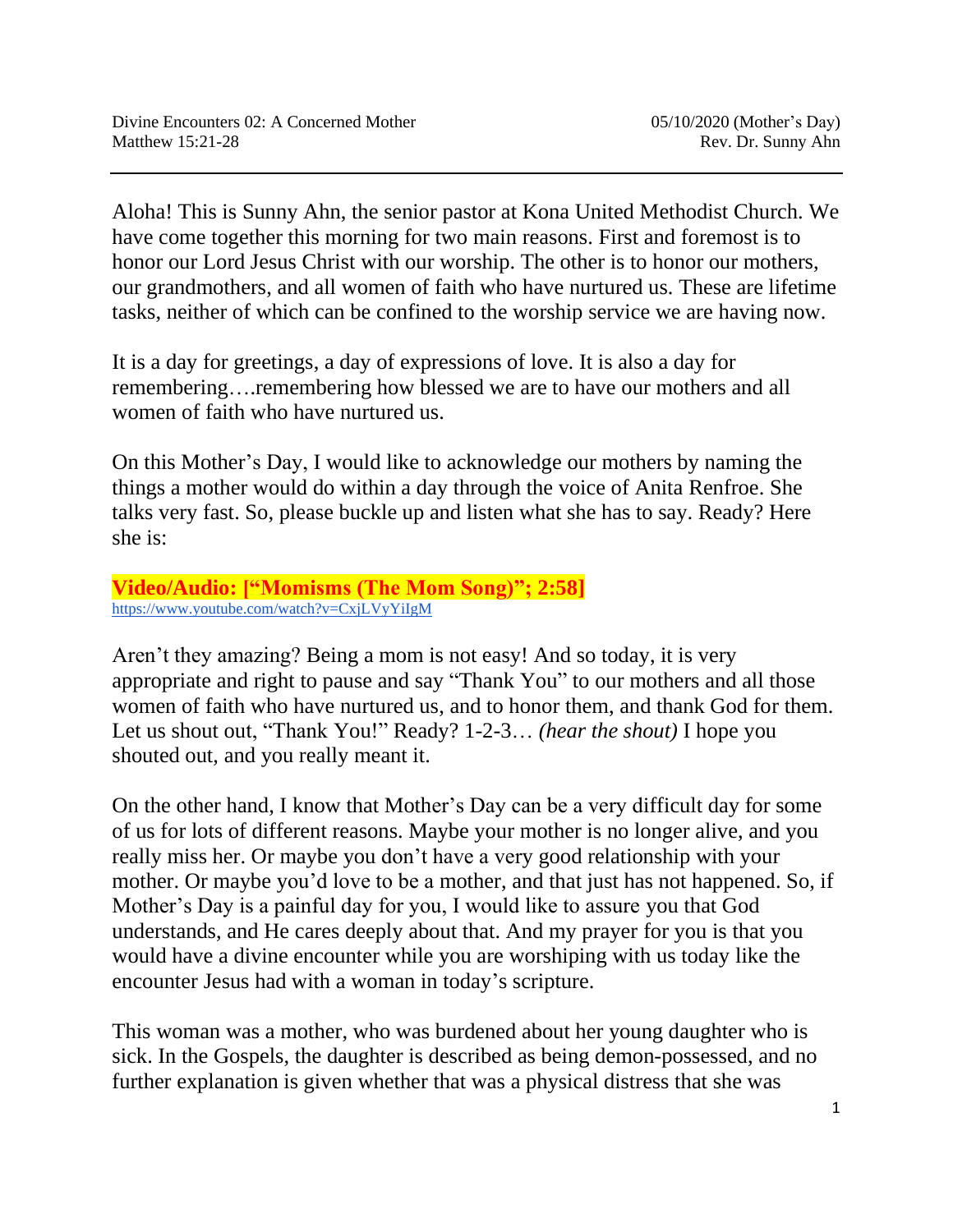Divine Encounters 02: A Concerned Mother
Matthew 15:21-28

05/10/2020 (Mother's Day)
Rev. Dr. Sunny Ahn

---

Aloha! This is Sunny Ahn, the senior pastor at Kona United Methodist Church. We have come together this morning for two main reasons. First and foremost is to honor our Lord Jesus Christ with our worship. The other is to honor our mothers, our grandmothers, and all women of faith who have nurtured us. These are lifetime tasks, neither of which can be confined to the worship service we are having now.

It is a day for greetings, a day of expressions of love. It is also a day for remembering….remembering how blessed we are to have our mothers and all women of faith who have nurtured us.

On this Mother's Day, I would like to acknowledge our mothers by naming the things a mother would do within a day through the voice of Anita Renfroe. She talks very fast. So, please buckle up and listen what she has to say. Ready? Here she is:

**Video/Audio: ["Momisms (The Mom Song)"; 2:58]**
https://www.youtube.com/watch?v=CxjLVyYiIgM

Aren't they amazing? Being a mom is not easy! And so today, it is very appropriate and right to pause and say "Thank You" to our mothers and all those women of faith who have nurtured us, and to honor them, and thank God for them. Let us shout out, "Thank You!" Ready? 1-2-3… *(hear the shout)* I hope you shouted out, and you really meant it.

On the other hand, I know that Mother's Day can be a very difficult day for some of us for lots of different reasons. Maybe your mother is no longer alive, and you really miss her. Or maybe you don't have a very good relationship with your mother. Or maybe you'd love to be a mother, and that just has not happened. So, if Mother's Day is a painful day for you, I would like to assure you that God understands, and He cares deeply about that. And my prayer for you is that you would have a divine encounter while you are worshiping with us today like the encounter Jesus had with a woman in today's scripture.

This woman was a mother, who was burdened about her young daughter who is sick. In the Gospels, the daughter is described as being demon-possessed, and no further explanation is given whether that was a physical distress that she was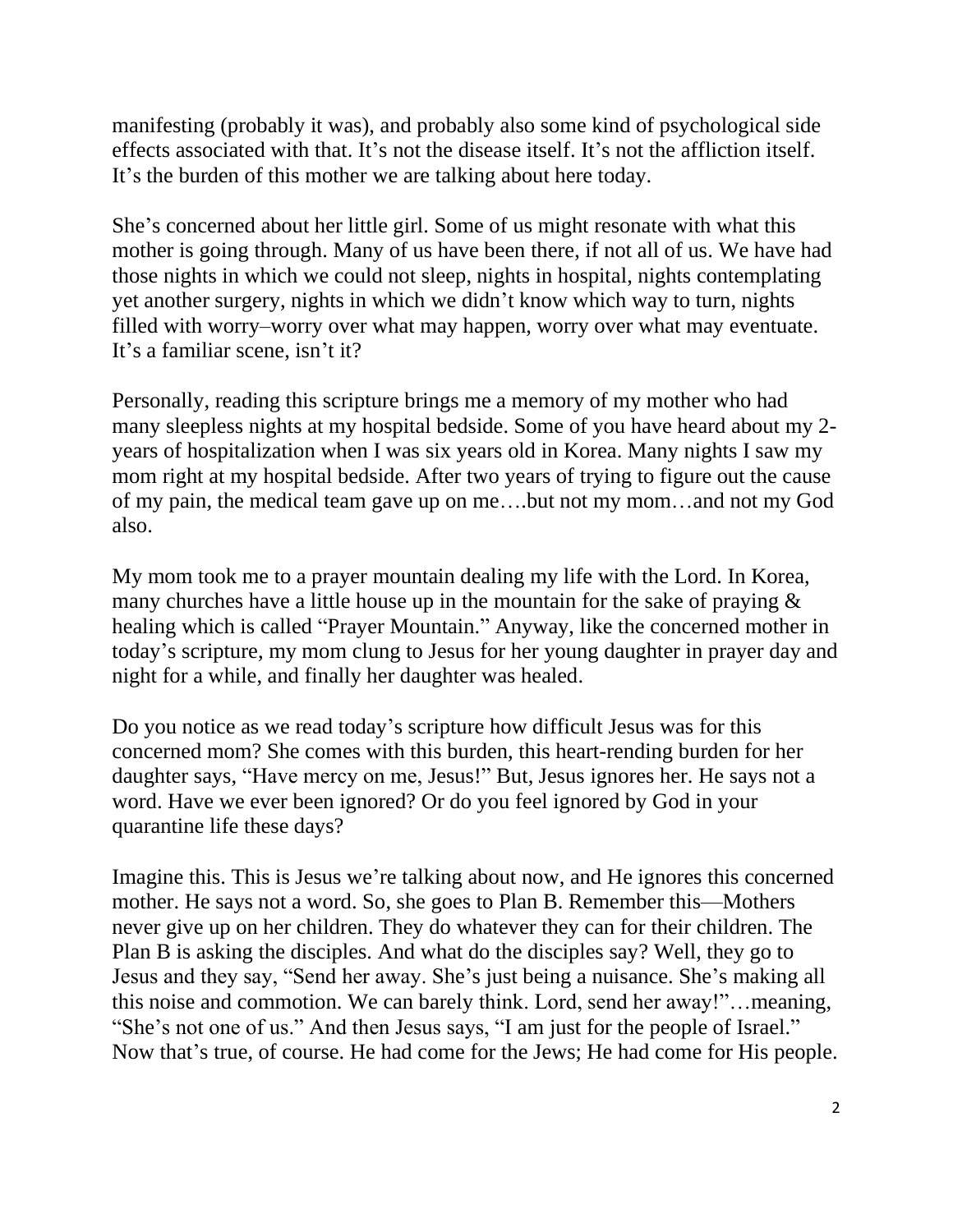manifesting (probably it was), and probably also some kind of psychological side effects associated with that. It's not the disease itself. It's not the affliction itself. It's the burden of this mother we are talking about here today.

She's concerned about her little girl. Some of us might resonate with what this mother is going through. Many of us have been there, if not all of us. We have had those nights in which we could not sleep, nights in hospital, nights contemplating yet another surgery, nights in which we didn't know which way to turn, nights filled with worry–worry over what may happen, worry over what may eventuate. It's a familiar scene, isn't it?

Personally, reading this scripture brings me a memory of my mother who had many sleepless nights at my hospital bedside. Some of you have heard about my 2-years of hospitalization when I was six years old in Korea. Many nights I saw my mom right at my hospital bedside. After two years of trying to figure out the cause of my pain, the medical team gave up on me….but not my mom…and not my God also.

My mom took me to a prayer mountain dealing my life with the Lord. In Korea, many churches have a little house up in the mountain for the sake of praying & healing which is called "Prayer Mountain." Anyway, like the concerned mother in today's scripture, my mom clung to Jesus for her young daughter in prayer day and night for a while, and finally her daughter was healed.

Do you notice as we read today's scripture how difficult Jesus was for this concerned mom? She comes with this burden, this heart-rending burden for her daughter says, "Have mercy on me, Jesus!" But, Jesus ignores her. He says not a word. Have we ever been ignored? Or do you feel ignored by God in your quarantine life these days?

Imagine this. This is Jesus we're talking about now, and He ignores this concerned mother. He says not a word. So, she goes to Plan B. Remember this—Mothers never give up on her children. They do whatever they can for their children. The Plan B is asking the disciples. And what do the disciples say? Well, they go to Jesus and they say, "Send her away. She's just being a nuisance. She's making all this noise and commotion. We can barely think. Lord, send her away!"…meaning, "She's not one of us." And then Jesus says, "I am just for the people of Israel." Now that's true, of course. He had come for the Jews; He had come for His people.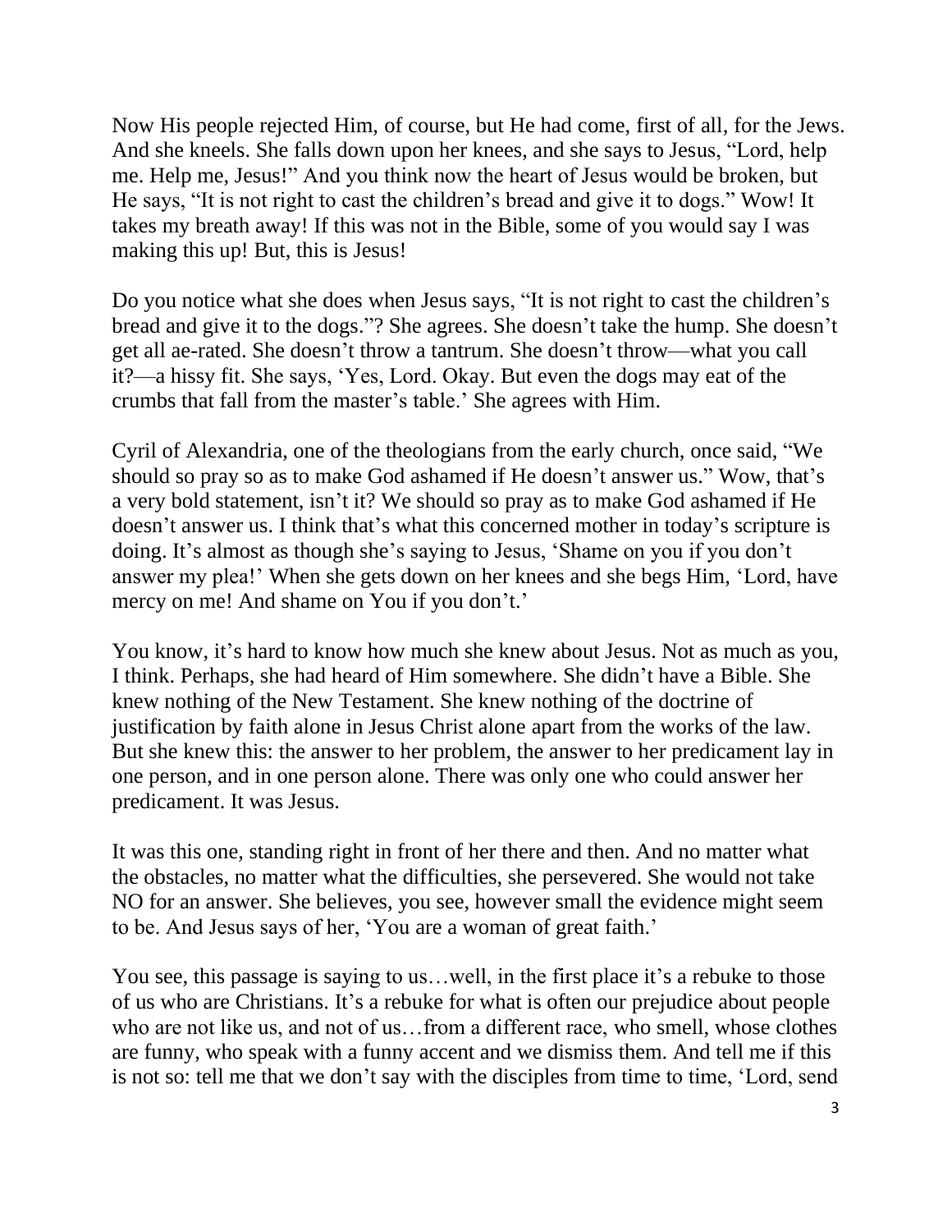Now His people rejected Him, of course, but He had come, first of all, for the Jews. And she kneels. She falls down upon her knees, and she says to Jesus, "Lord, help me. Help me, Jesus!" And you think now the heart of Jesus would be broken, but He says, "It is not right to cast the children's bread and give it to dogs." Wow! It takes my breath away! If this was not in the Bible, some of you would say I was making this up! But, this is Jesus!

Do you notice what she does when Jesus says, "It is not right to cast the children's bread and give it to the dogs."? She agrees. She doesn't take the hump. She doesn't get all ae-rated. She doesn't throw a tantrum. She doesn't throw—what you call it?—a hissy fit. She says, 'Yes, Lord. Okay. But even the dogs may eat of the crumbs that fall from the master's table.' She agrees with Him.

Cyril of Alexandria, one of the theologians from the early church, once said, "We should so pray so as to make God ashamed if He doesn't answer us." Wow, that's a very bold statement, isn't it? We should so pray as to make God ashamed if He doesn't answer us. I think that's what this concerned mother in today's scripture is doing. It's almost as though she's saying to Jesus, 'Shame on you if you don't answer my plea!' When she gets down on her knees and she begs Him, 'Lord, have mercy on me! And shame on You if you don't.'

You know, it's hard to know how much she knew about Jesus. Not as much as you, I think. Perhaps, she had heard of Him somewhere. She didn't have a Bible. She knew nothing of the New Testament. She knew nothing of the doctrine of justification by faith alone in Jesus Christ alone apart from the works of the law. But she knew this: the answer to her problem, the answer to her predicament lay in one person, and in one person alone. There was only one who could answer her predicament. It was Jesus.

It was this one, standing right in front of her there and then. And no matter what the obstacles, no matter what the difficulties, she persevered. She would not take NO for an answer. She believes, you see, however small the evidence might seem to be. And Jesus says of her, 'You are a woman of great faith.'

You see, this passage is saying to us…well, in the first place it's a rebuke to those of us who are Christians. It's a rebuke for what is often our prejudice about people who are not like us, and not of us…from a different race, who smell, whose clothes are funny, who speak with a funny accent and we dismiss them. And tell me if this is not so: tell me that we don't say with the disciples from time to time, 'Lord, send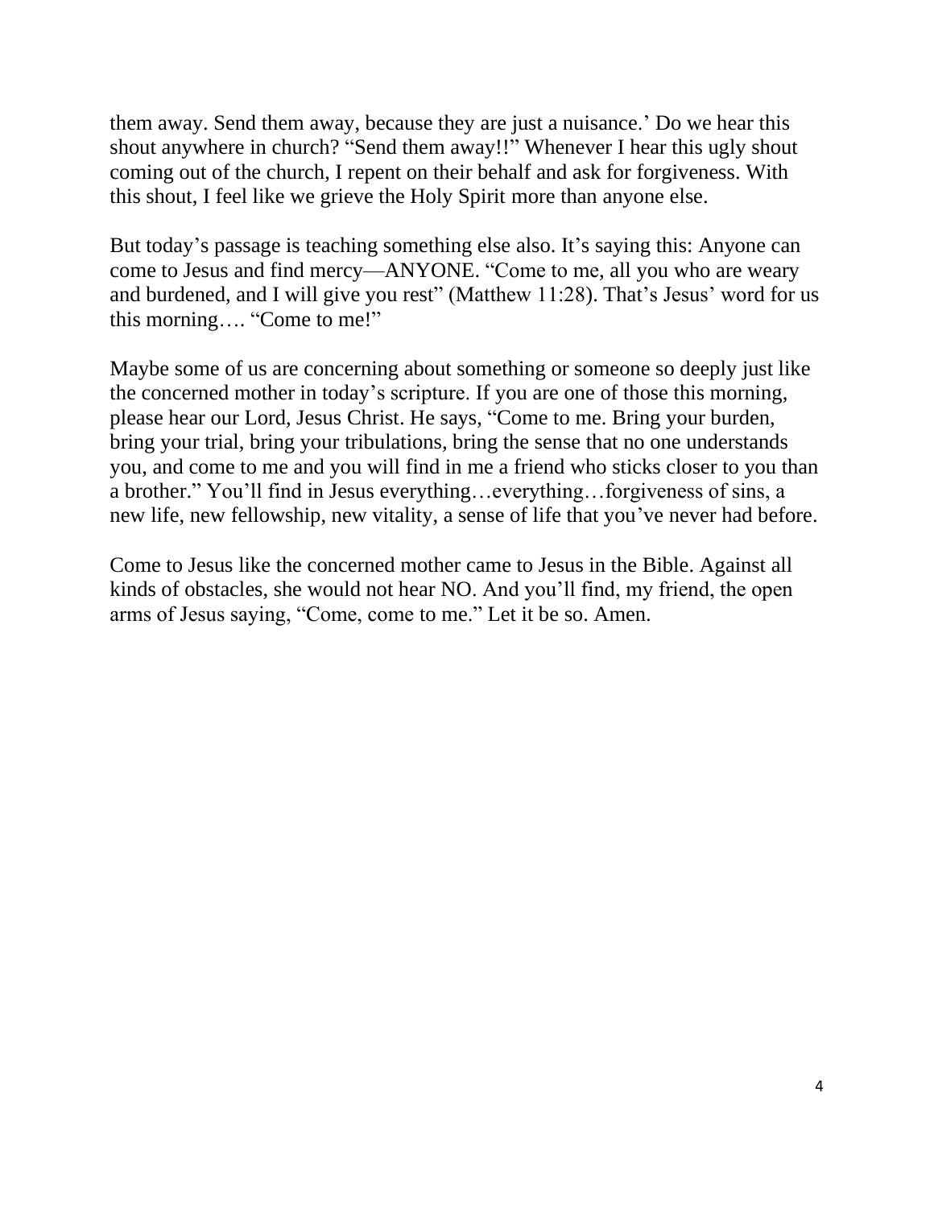them away. Send them away, because they are just a nuisance.' Do we hear this shout anywhere in church? "Send them away!!" Whenever I hear this ugly shout coming out of the church, I repent on their behalf and ask for forgiveness. With this shout, I feel like we grieve the Holy Spirit more than anyone else.

But today's passage is teaching something else also. It's saying this: Anyone can come to Jesus and find mercy—ANYONE. "Come to me, all you who are weary and burdened, and I will give you rest" (Matthew 11:28). That's Jesus' word for us this morning…. "Come to me!"

Maybe some of us are concerning about something or someone so deeply just like the concerned mother in today's scripture. If you are one of those this morning, please hear our Lord, Jesus Christ. He says, "Come to me. Bring your burden, bring your trial, bring your tribulations, bring the sense that no one understands you, and come to me and you will find in me a friend who sticks closer to you than a brother." You'll find in Jesus everything…everything…forgiveness of sins, a new life, new fellowship, new vitality, a sense of life that you've never had before.

Come to Jesus like the concerned mother came to Jesus in the Bible. Against all kinds of obstacles, she would not hear NO. And you'll find, my friend, the open arms of Jesus saying, "Come, come to me." Let it be so. Amen.